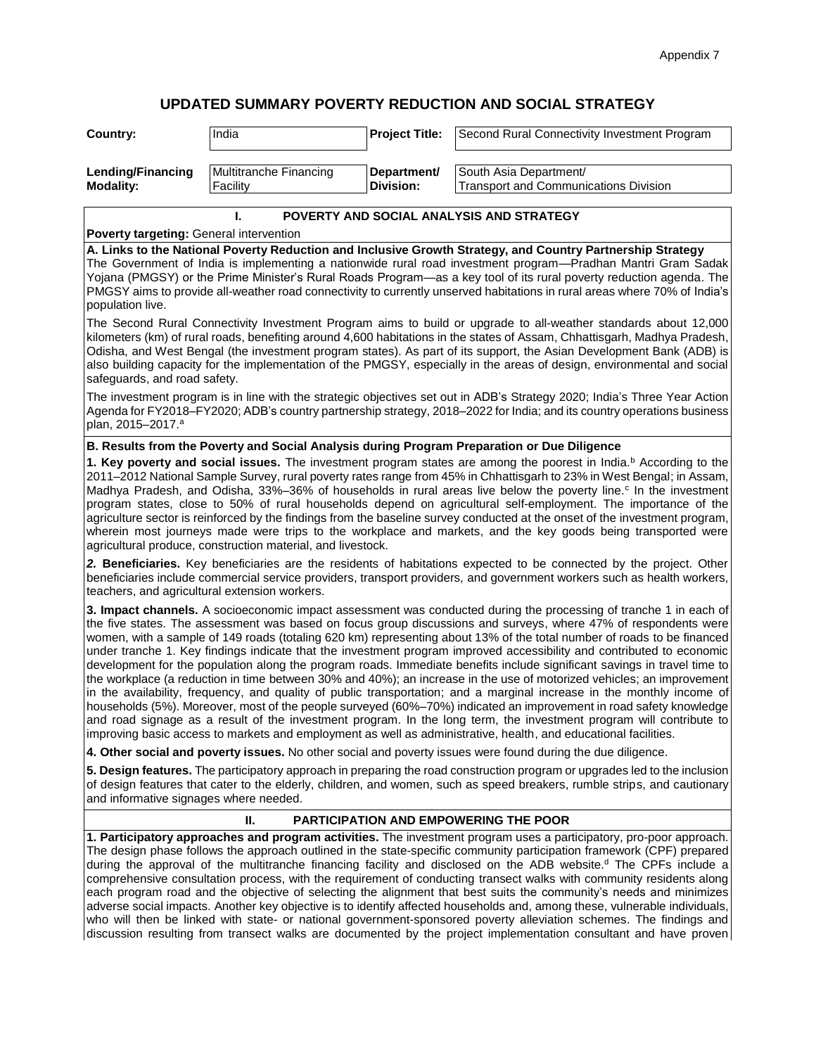# UPDATED SUMMARY POVERTY REDUCTION AND SOCIAL STRATEGY

| Country: | India | Project Title: | Second Rural Connectivity Investment Program |
|---|---|---|---|
| Lending/Financing Modality: | Multitranche Financing Facility | Department/ Division: | South Asia Department/ Transport and Communications Division |

## I. POVERTY AND SOCIAL ANALYSIS AND STRATEGY

**Poverty targeting:** General intervention

**A. Links to the National Poverty Reduction and Inclusive Growth Strategy, and Country Partnership Strategy**

The Government of India is implementing a nationwide rural road investment program—Pradhan Mantri Gram Sadak Yojana (PMGSY) or the Prime Minister's Rural Roads Program—as a key tool of its rural poverty reduction agenda. The PMGSY aims to provide all-weather road connectivity to currently unserved habitations in rural areas where 70% of India's population live.

The Second Rural Connectivity Investment Program aims to build or upgrade to all-weather standards about 12,000 kilometers (km) of rural roads, benefiting around 4,600 habitations in the states of Assam, Chhattisgarh, Madhya Pradesh, Odisha, and West Bengal (the investment program states). As part of its support, the Asian Development Bank (ADB) is also building capacity for the implementation of the PMGSY, especially in the areas of design, environmental and social safeguards, and road safety.

The investment program is in line with the strategic objectives set out in ADB's Strategy 2020; India's Three Year Action Agenda for FY2018–FY2020; ADB's country partnership strategy, 2018–2022 for India; and its country operations business plan, 2015–2017.[a]

**B. Results from the Poverty and Social Analysis during Program Preparation or Due Diligence**

**1. Key poverty and social issues.** The investment program states are among the poorest in India.[b] According to the 2011–2012 National Sample Survey, rural poverty rates range from 45% in Chhattisgarh to 23% in West Bengal; in Assam, Madhya Pradesh, and Odisha, 33%–36% of households in rural areas live below the poverty line.[c] In the investment program states, close to 50% of rural households depend on agricultural self-employment. The importance of the agriculture sector is reinforced by the findings from the baseline survey conducted at the onset of the investment program, wherein most journeys made were trips to the workplace and markets, and the key goods being transported were agricultural produce, construction material, and livestock.

***2.* Beneficiaries.** Key beneficiaries are the residents of habitations expected to be connected by the project. Other beneficiaries include commercial service providers, transport providers, and government workers such as health workers, teachers, and agricultural extension workers.

**3. Impact channels.** A socioeconomic impact assessment was conducted during the processing of tranche 1 in each of the five states. The assessment was based on focus group discussions and surveys, where 47% of respondents were women, with a sample of 149 roads (totaling 620 km) representing about 13% of the total number of roads to be financed under tranche 1. Key findings indicate that the investment program improved accessibility and contributed to economic development for the population along the program roads. Immediate benefits include significant savings in travel time to the workplace (a reduction in time between 30% and 40%); an increase in the use of motorized vehicles; an improvement in the availability, frequency, and quality of public transportation; and a marginal increase in the monthly income of households (5%). Moreover, most of the people surveyed (60%–70%) indicated an improvement in road safety knowledge and road signage as a result of the investment program. In the long term, the investment program will contribute to improving basic access to markets and employment as well as administrative, health, and educational facilities.

**4. Other social and poverty issues.** No other social and poverty issues were found during the due diligence.

**5. Design features.** The participatory approach in preparing the road construction program or upgrades led to the inclusion of design features that cater to the elderly, children, and women, such as speed breakers, rumble strips, and cautionary and informative signages where needed.

## II. PARTICIPATION AND EMPOWERING THE POOR

**1. Participatory approaches and program activities.** The investment program uses a participatory, pro-poor approach. The design phase follows the approach outlined in the state-specific community participation framework (CPF) prepared during the approval of the multitranche financing facility and disclosed on the ADB website.[d] The CPFs include a comprehensive consultation process, with the requirement of conducting transect walks with community residents along each program road and the objective of selecting the alignment that best suits the community's needs and minimizes adverse social impacts. Another key objective is to identify affected households and, among these, vulnerable individuals, who will then be linked with state- or national government-sponsored poverty alleviation schemes. The findings and discussion resulting from transect walks are documented by the project implementation consultant and have proven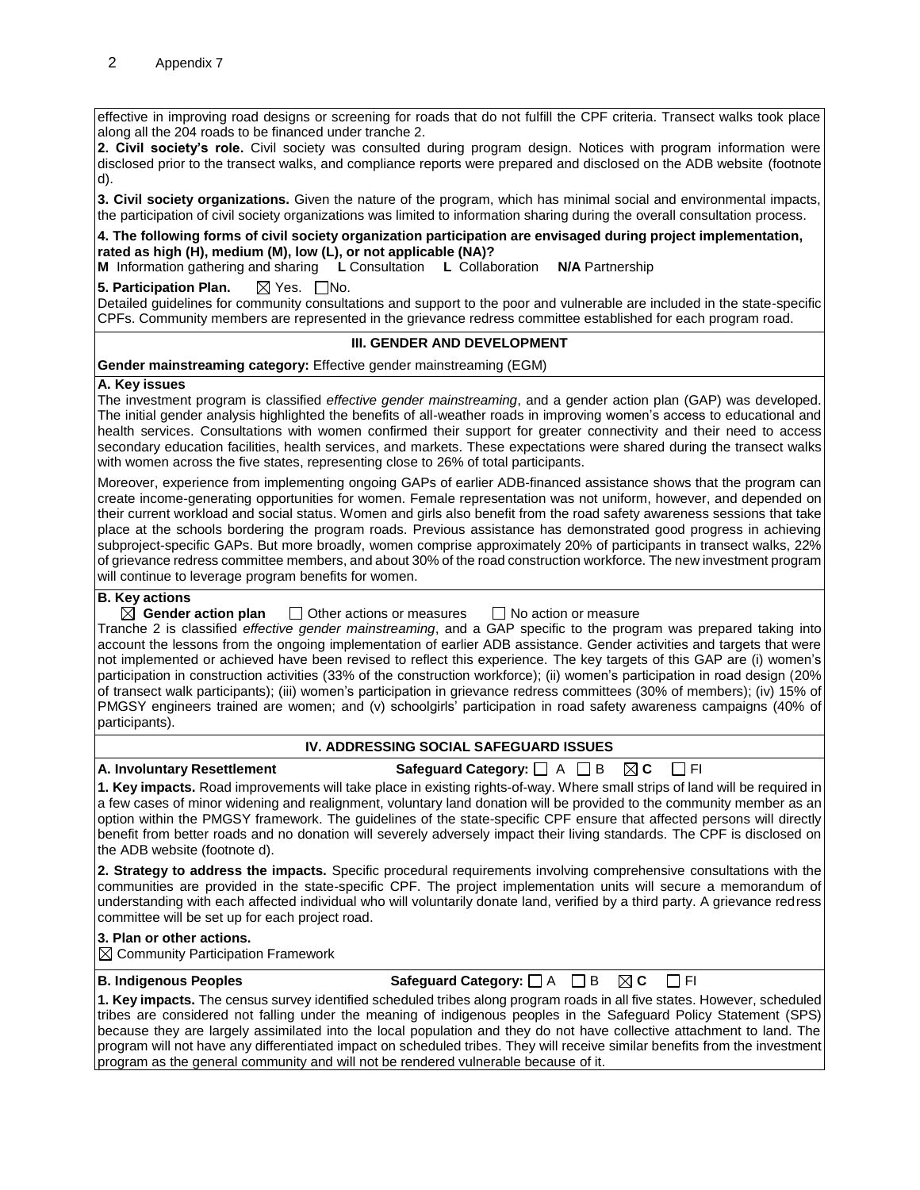effective in improving road designs or screening for roads that do not fulfill the CPF criteria. Transect walks took place along all the 204 roads to be financed under tranche 2.

**2. Civil society's role.** Civil society was consulted during program design. Notices with program information were disclosed prior to the transect walks, and compliance reports were prepared and disclosed on the ADB website (footnote d).

**3. Civil society organizations.** Given the nature of the program, which has minimal social and environmental impacts, the participation of civil society organizations was limited to information sharing during the overall consultation process.

**4. The following forms of civil society organization participation are envisaged during project implementation, rated as high (H), medium (M), low (L), or not applicable (NA)?**

**M** Information gathering and sharing **L** Consultation **L** Collaboration **N/A** Partnership

**5. Participation Plan.** ☒ Yes. ☐ No.

Detailed guidelines for community consultations and support to the poor and vulnerable are included in the state-specific CPFs. Community members are represented in the grievance redress committee established for each program road.

## III. GENDER AND DEVELOPMENT

**Gender mainstreaming category:** Effective gender mainstreaming (EGM)

**A. Key issues**

The investment program is classified *effective gender mainstreaming*, and a gender action plan (GAP) was developed. The initial gender analysis highlighted the benefits of all-weather roads in improving women's access to educational and health services. Consultations with women confirmed their support for greater connectivity and their need to access secondary education facilities, health services, and markets. These expectations were shared during the transect walks with women across the five states, representing close to 26% of total participants.

Moreover, experience from implementing ongoing GAPs of earlier ADB-financed assistance shows that the program can create income-generating opportunities for women. Female representation was not uniform, however, and depended on their current workload and social status. Women and girls also benefit from the road safety awareness sessions that take place at the schools bordering the program roads. Previous assistance has demonstrated good progress in achieving subproject-specific GAPs. But more broadly, women comprise approximately 20% of participants in transect walks, 22% of grievance redress committee members, and about 30% of the road construction workforce. The new investment program will continue to leverage program benefits for women.

**B. Key actions**

☒ **Gender action plan** ☐ Other actions or measures ☐ No action or measure

Tranche 2 is classified *effective gender mainstreaming*, and a GAP specific to the program was prepared taking into account the lessons from the ongoing implementation of earlier ADB assistance. Gender activities and targets that were not implemented or achieved have been revised to reflect this experience. The key targets of this GAP are (i) women's participation in construction activities (33% of the construction workforce); (ii) women's participation in road design (20% of transect walk participants); (iii) women's participation in grievance redress committees (30% of members); (iv) 15% of PMGSY engineers trained are women; and (v) schoolgirls' participation in road safety awareness campaigns (40% of participants).

## IV. ADDRESSING SOCIAL SAFEGUARD ISSUES

**A. Involuntary Resettlement** **Safeguard Category:** ☐ A ☐ B ☒ **C** ☐ FI

**1. Key impacts.** Road improvements will take place in existing rights-of-way. Where small strips of land will be required in a few cases of minor widening and realignment, voluntary land donation will be provided to the community member as an option within the PMGSY framework. The guidelines of the state-specific CPF ensure that affected persons will directly benefit from better roads and no donation will severely adversely impact their living standards. The CPF is disclosed on the ADB website (footnote d).

**2. Strategy to address the impacts.** Specific procedural requirements involving comprehensive consultations with the communities are provided in the state-specific CPF. The project implementation units will secure a memorandum of understanding with each affected individual who will voluntarily donate land, verified by a third party. A grievance redress committee will be set up for each project road.

**3. Plan or other actions.**

☒ Community Participation Framework

**B. Indigenous Peoples** **Safeguard Category:** ☐ A ☐ B ☒ **C** ☐ FI

**1. Key impacts.** The census survey identified scheduled tribes along program roads in all five states. However, scheduled tribes are considered not falling under the meaning of indigenous peoples in the Safeguard Policy Statement (SPS) because they are largely assimilated into the local population and they do not have collective attachment to land. The program will not have any differentiated impact on scheduled tribes. They will receive similar benefits from the investment program as the general community and will not be rendered vulnerable because of it.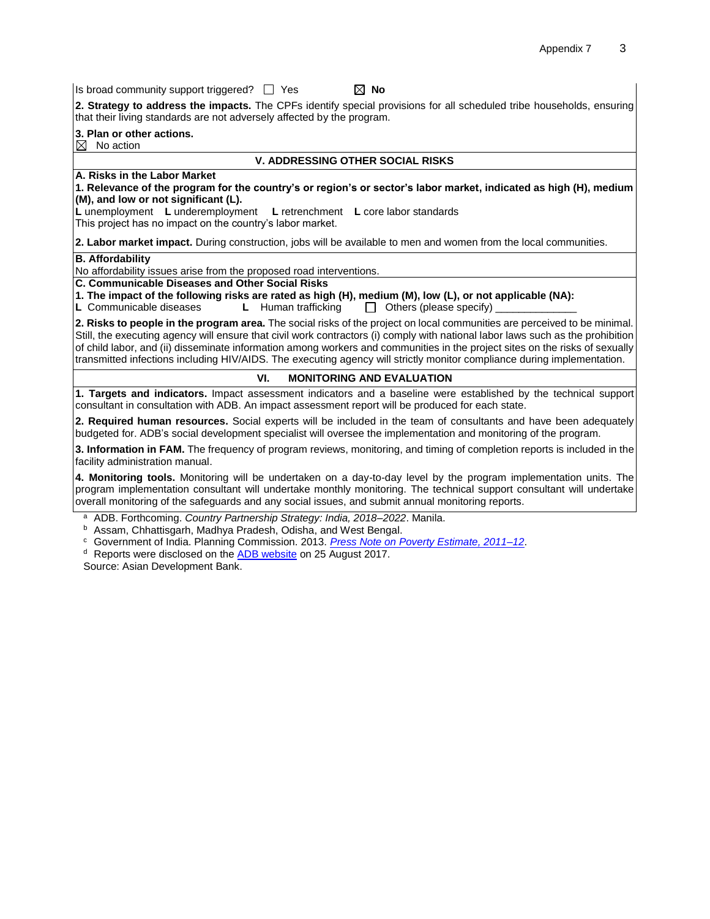Is broad community support triggered? ☐ Yes ☒ **No**

**2. Strategy to address the impacts.** The CPFs identify special provisions for all scheduled tribe households, ensuring that their living standards are not adversely affected by the program.

**3. Plan or other actions.**

☒ No action

## V. ADDRESSING OTHER SOCIAL RISKS

**A. Risks in the Labor Market**

**1. Relevance of the program for the country's or region's or sector's labor market, indicated as high (H), medium (M), and low or not significant (L).**

**L** unemployment **L** underemployment **L** retrenchment **L** core labor standards

This project has no impact on the country's labor market.

**2. Labor market impact.** During construction, jobs will be available to men and women from the local communities.

**B. Affordability**

No affordability issues arise from the proposed road interventions.

**C. Communicable Diseases and Other Social Risks**

**1. The impact of the following risks are rated as high (H), medium (M), low (L), or not applicable (NA):**

**L** Communicable diseases **L** Human trafficking ☐ Others (please specify) ______________

**2. Risks to people in the program area.** The social risks of the project on local communities are perceived to be minimal. Still, the executing agency will ensure that civil work contractors (i) comply with national labor laws such as the prohibition of child labor, and (ii) disseminate information among workers and communities in the project sites on the risks of sexually transmitted infections including HIV/AIDS. The executing agency will strictly monitor compliance during implementation.

## VI. MONITORING AND EVALUATION

**1. Targets and indicators.** Impact assessment indicators and a baseline were established by the technical support consultant in consultation with ADB. An impact assessment report will be produced for each state.

**2. Required human resources.** Social experts will be included in the team of consultants and have been adequately budgeted for. ADB's social development specialist will oversee the implementation and monitoring of the program.

**3. Information in FAM.** The frequency of program reviews, monitoring, and timing of completion reports is included in the facility administration manual.

**4. Monitoring tools.** Monitoring will be undertaken on a day-to-day level by the program implementation units. The program implementation consultant will undertake monthly monitoring. The technical support consultant will undertake overall monitoring of the safeguards and any social issues, and submit annual monitoring reports.

[a] ADB. Forthcoming. *Country Partnership Strategy: India, 2018–2022*. Manila.

[b] Assam, Chhattisgarh, Madhya Pradesh, Odisha, and West Bengal.

[c] Government of India. Planning Commission. 2013. *Press Note on Poverty Estimate, 2011–12*.

[d] Reports were disclosed on the ADB website on 25 August 2017.

Source: Asian Development Bank.